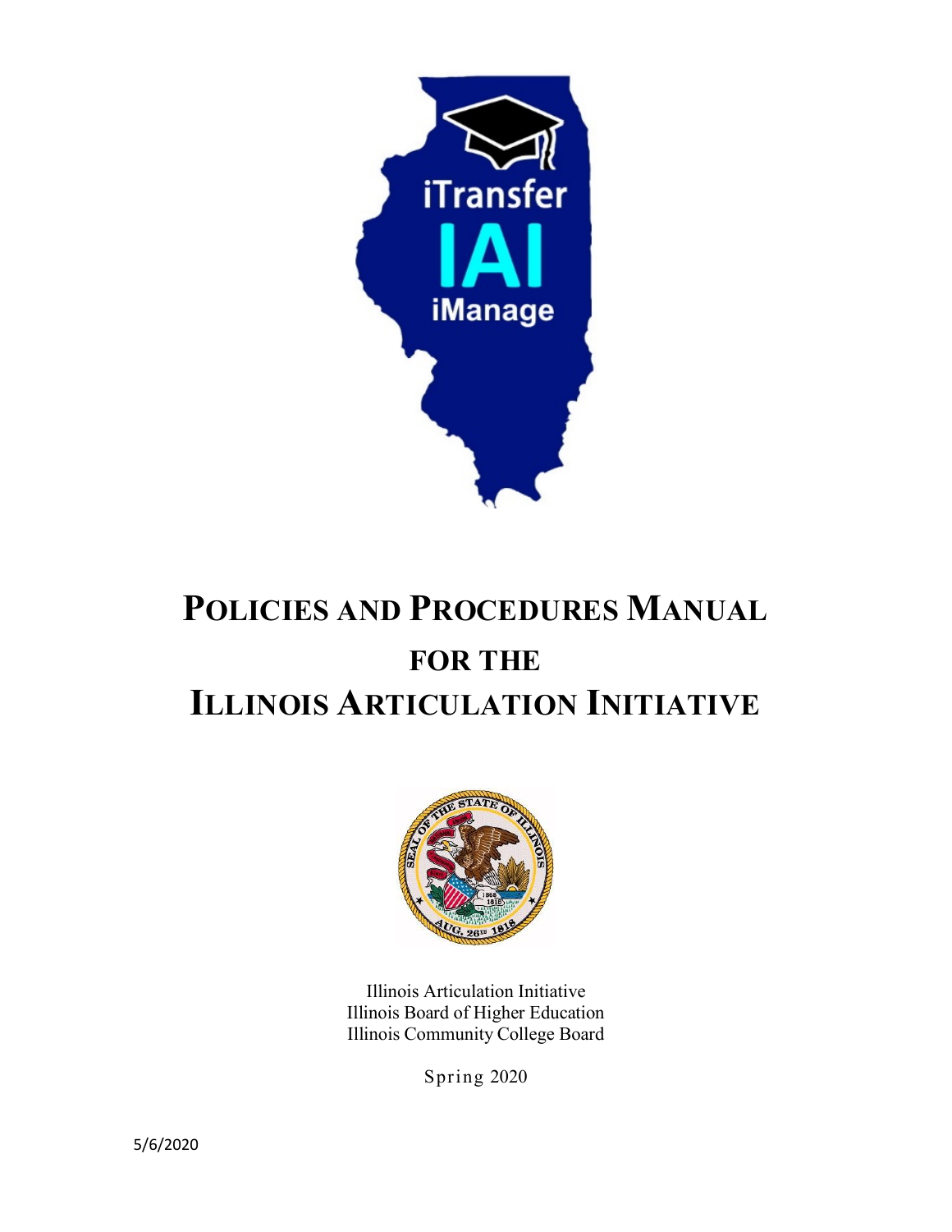# POLICIES AND PROCEDURES MANUAL FOR THE ILLINOIS ARTICULATION INITIATIVE

Illinois Articulation Initiative
Illinois Board of Higher Education
Illinois Community College Board

Spring 2020

5/6/2020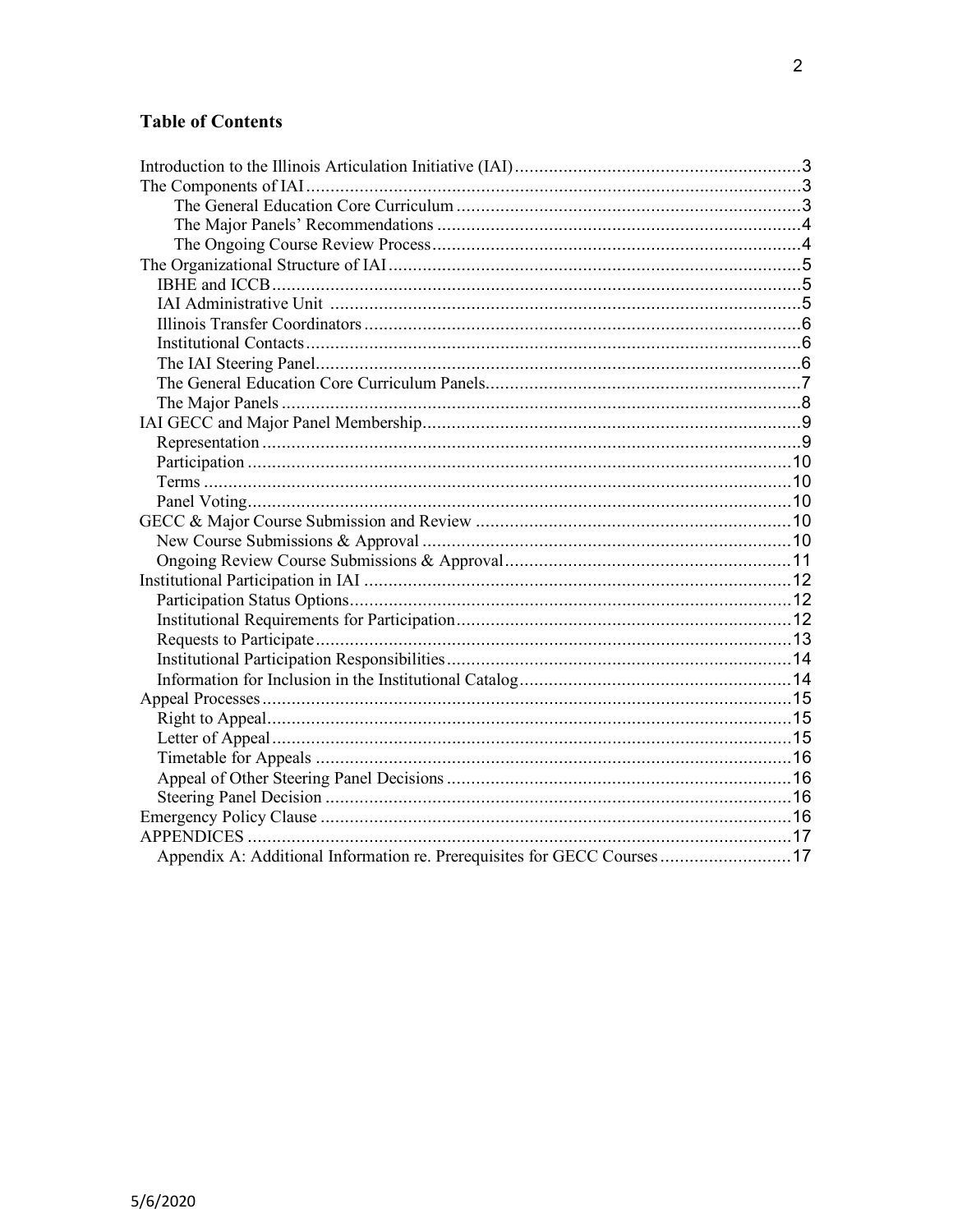## Table of Contents

Introduction to the Illinois Articulation Initiative (IAI) .......... 3
The Components of IAI .......... 3
- The General Education Core Curriculum .......... 3
- The Major Panels' Recommendations .......... 4
- The Ongoing Course Review Process .......... 4

The Organizational Structure of IAI .......... 5
- IBHE and ICCB .......... 5
- IAI Administrative Unit .......... 5
- Illinois Transfer Coordinators .......... 6
- Institutional Contacts .......... 6
- The IAI Steering Panel .......... 6
- The General Education Core Curriculum Panels .......... 7
- The Major Panels .......... 8

IAI GECC and Major Panel Membership .......... 9
- Representation .......... 9
- Participation .......... 10
- Terms .......... 10
- Panel Voting .......... 10

GECC & Major Course Submission and Review .......... 10
- New Course Submissions & Approval .......... 10
- Ongoing Review Course Submissions & Approval .......... 11

Institutional Participation in IAI .......... 12
- Participation Status Options .......... 12
- Institutional Requirements for Participation .......... 12
- Requests to Participate .......... 13
- Institutional Participation Responsibilities .......... 14
- Information for Inclusion in the Institutional Catalog .......... 14

Appeal Processes .......... 15
- Right to Appeal .......... 15
- Letter of Appeal .......... 15
- Timetable for Appeals .......... 16
- Appeal of Other Steering Panel Decisions .......... 16
- Steering Panel Decision .......... 16

Emergency Policy Clause .......... 16
APPENDICES .......... 17
- Appendix A: Additional Information re. Prerequisites for GECC Courses .......... 17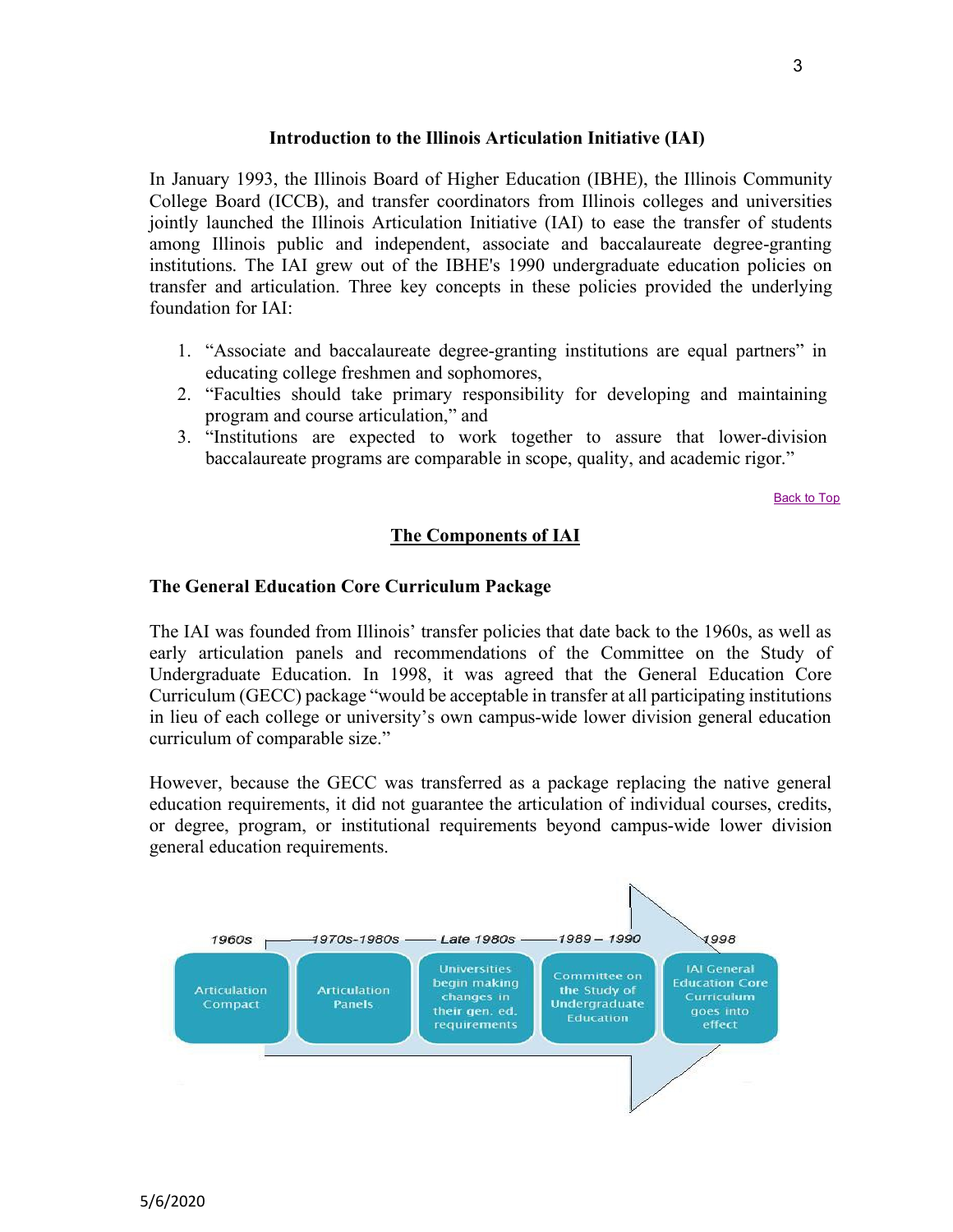## Introduction to the Illinois Articulation Initiative (IAI)

In January 1993, the Illinois Board of Higher Education (IBHE), the Illinois Community College Board (ICCB), and transfer coordinators from Illinois colleges and universities jointly launched the Illinois Articulation Initiative (IAI) to ease the transfer of students among Illinois public and independent, associate and baccalaureate degree-granting institutions. The IAI grew out of the IBHE's 1990 undergraduate education policies on transfer and articulation. Three key concepts in these policies provided the underlying foundation for IAI:

1. "Associate and baccalaureate degree-granting institutions are equal partners" in educating college freshmen and sophomores,
2. "Faculties should take primary responsibility for developing and maintaining program and course articulation," and
3. "Institutions are expected to work together to assure that lower-division baccalaureate programs are comparable in scope, quality, and academic rigor."

Back to Top

## The Components of IAI

### The General Education Core Curriculum Package

The IAI was founded from Illinois' transfer policies that date back to the 1960s, as well as early articulation panels and recommendations of the Committee on the Study of Undergraduate Education. In 1998, it was agreed that the General Education Core Curriculum (GECC) package "would be acceptable in transfer at all participating institutions in lieu of each college or university's own campus-wide lower division general education curriculum of comparable size."

However, because the GECC was transferred as a package replacing the native general education requirements, it did not guarantee the articulation of individual courses, credits, or degree, program, or institutional requirements beyond campus-wide lower division general education requirements.

| 1960s | 1970s-1980s | Late 1980s | 1989 – 1990 | 1998 |
|---|---|---|---|---|
| Articulation Compact | Articulation Panels | Universities begin making changes in their gen. ed. requirements | Committee on the Study of Undergraduate Education | IAI General Education Core Curriculum goes into effect |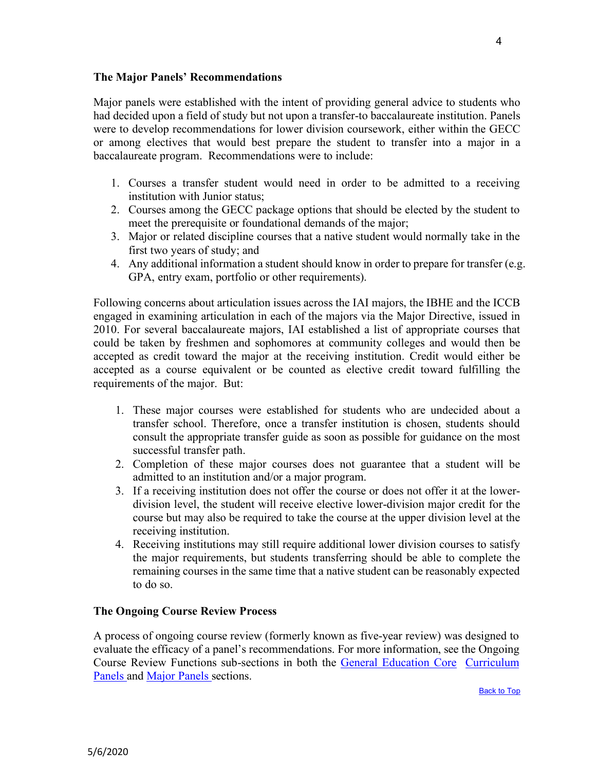### The Major Panels' Recommendations

Major panels were established with the intent of providing general advice to students who had decided upon a field of study but not upon a transfer-to baccalaureate institution. Panels were to develop recommendations for lower division coursework, either within the GECC or among electives that would best prepare the student to transfer into a major in a baccalaureate program. Recommendations were to include:

1. Courses a transfer student would need in order to be admitted to a receiving institution with Junior status;
2. Courses among the GECC package options that should be elected by the student to meet the prerequisite or foundational demands of the major;
3. Major or related discipline courses that a native student would normally take in the first two years of study; and
4. Any additional information a student should know in order to prepare for transfer (e.g. GPA, entry exam, portfolio or other requirements).

Following concerns about articulation issues across the IAI majors, the IBHE and the ICCB engaged in examining articulation in each of the majors via the Major Directive, issued in 2010. For several baccalaureate majors, IAI established a list of appropriate courses that could be taken by freshmen and sophomores at community colleges and would then be accepted as credit toward the major at the receiving institution. Credit would either be accepted as a course equivalent or be counted as elective credit toward fulfilling the requirements of the major. But:

1. These major courses were established for students who are undecided about a transfer school. Therefore, once a transfer institution is chosen, students should consult the appropriate transfer guide as soon as possible for guidance on the most successful transfer path.
2. Completion of these major courses does not guarantee that a student will be admitted to an institution and/or a major program.
3. If a receiving institution does not offer the course or does not offer it at the lower-division level, the student will receive elective lower-division major credit for the course but may also be required to take the course at the upper division level at the receiving institution.
4. Receiving institutions may still require additional lower division courses to satisfy the major requirements, but students transferring should be able to complete the remaining courses in the same time that a native student can be reasonably expected to do so.

### The Ongoing Course Review Process

A process of ongoing course review (formerly known as five-year review) was designed to evaluate the efficacy of a panel's recommendations. For more information, see the Ongoing Course Review Functions sub-sections in both the General Education Core Curriculum Panels and Major Panels sections.

Back to Top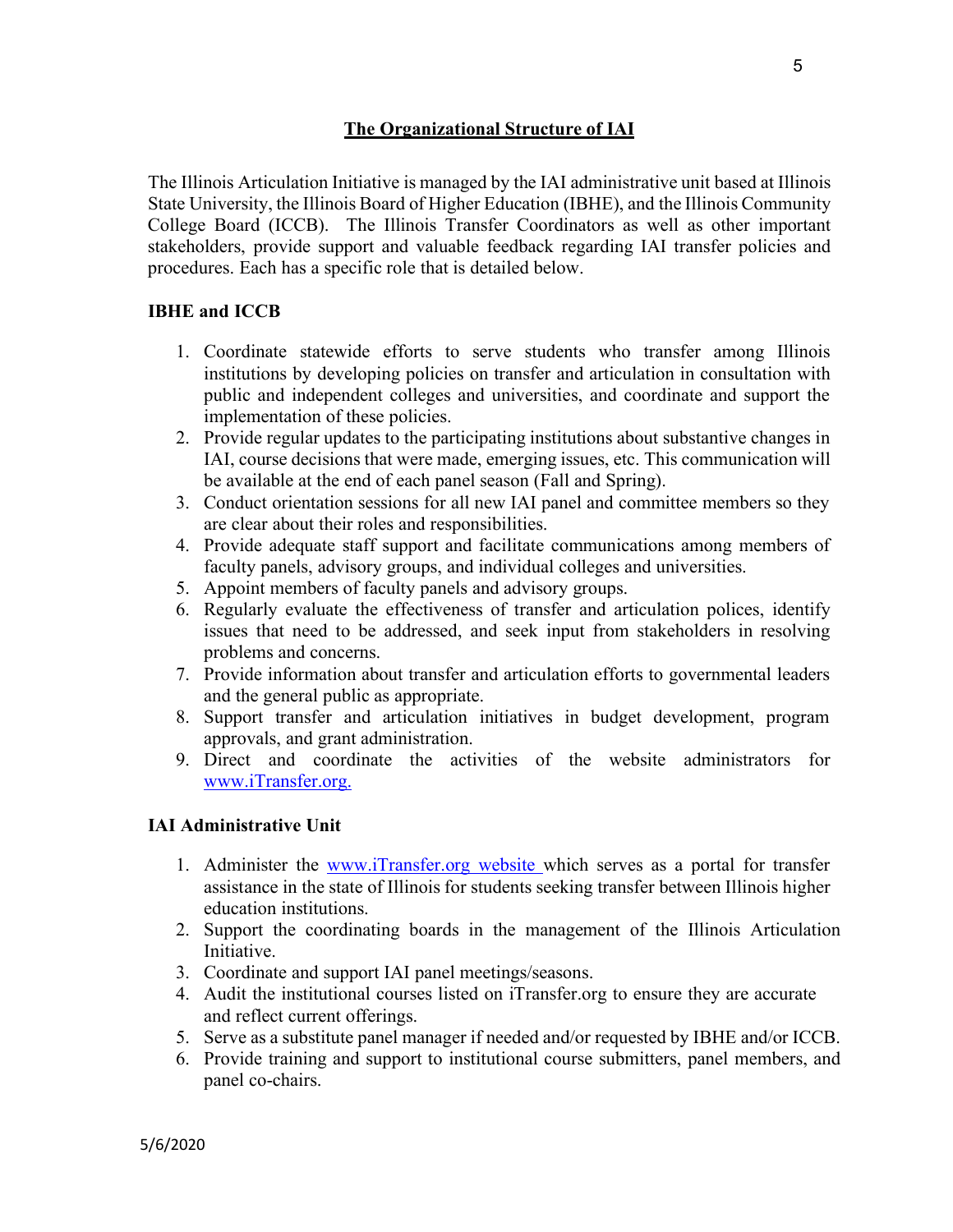## The Organizational Structure of IAI

The Illinois Articulation Initiative is managed by the IAI administrative unit based at Illinois State University, the Illinois Board of Higher Education (IBHE), and the Illinois Community College Board (ICCB). The Illinois Transfer Coordinators as well as other important stakeholders, provide support and valuable feedback regarding IAI transfer policies and procedures. Each has a specific role that is detailed below.

### IBHE and ICCB

1. Coordinate statewide efforts to serve students who transfer among Illinois institutions by developing policies on transfer and articulation in consultation with public and independent colleges and universities, and coordinate and support the implementation of these policies.
2. Provide regular updates to the participating institutions about substantive changes in IAI, course decisions that were made, emerging issues, etc. This communication will be available at the end of each panel season (Fall and Spring).
3. Conduct orientation sessions for all new IAI panel and committee members so they are clear about their roles and responsibilities.
4. Provide adequate staff support and facilitate communications among members of faculty panels, advisory groups, and individual colleges and universities.
5. Appoint members of faculty panels and advisory groups.
6. Regularly evaluate the effectiveness of transfer and articulation polices, identify issues that need to be addressed, and seek input from stakeholders in resolving problems and concerns.
7. Provide information about transfer and articulation efforts to governmental leaders and the general public as appropriate.
8. Support transfer and articulation initiatives in budget development, program approvals, and grant administration.
9. Direct and coordinate the activities of the website administrators for www.iTransfer.org.

### IAI Administrative Unit

1. Administer the www.iTransfer.org website which serves as a portal for transfer assistance in the state of Illinois for students seeking transfer between Illinois higher education institutions.
2. Support the coordinating boards in the management of the Illinois Articulation Initiative.
3. Coordinate and support IAI panel meetings/seasons.
4. Audit the institutional courses listed on iTransfer.org to ensure they are accurate and reflect current offerings.
5. Serve as a substitute panel manager if needed and/or requested by IBHE and/or ICCB.
6. Provide training and support to institutional course submitters, panel members, and panel co-chairs.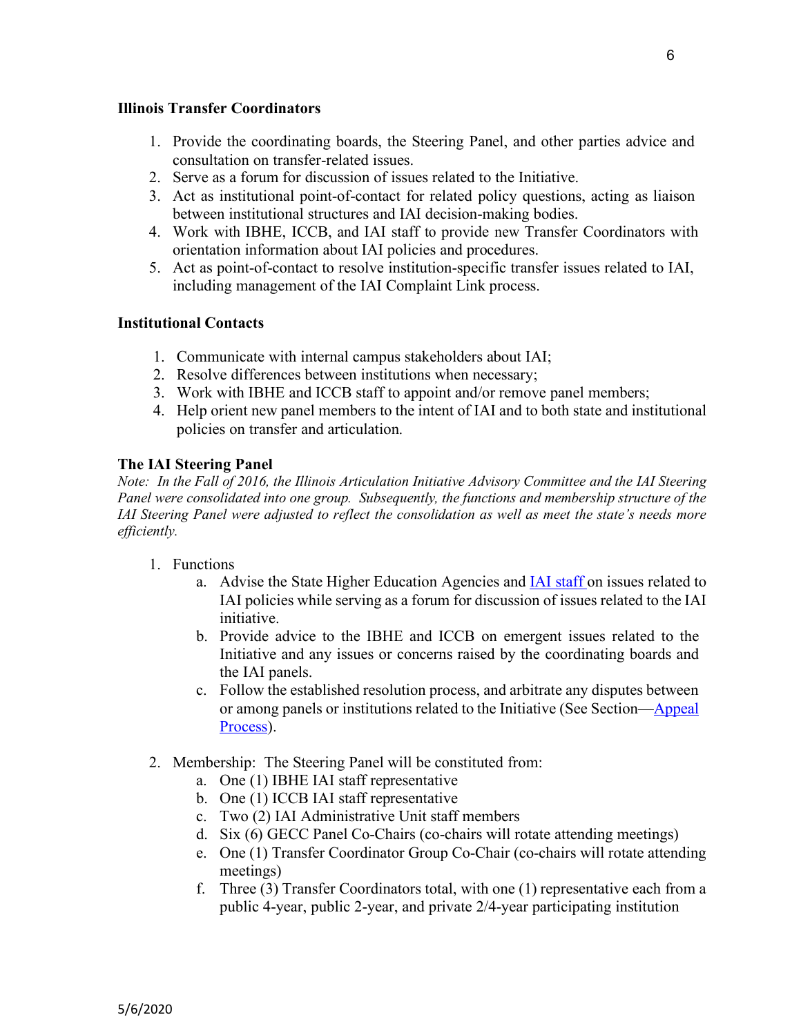### Illinois Transfer Coordinators

1. Provide the coordinating boards, the Steering Panel, and other parties advice and consultation on transfer-related issues.
2. Serve as a forum for discussion of issues related to the Initiative.
3. Act as institutional point-of-contact for related policy questions, acting as liaison between institutional structures and IAI decision-making bodies.
4. Work with IBHE, ICCB, and IAI staff to provide new Transfer Coordinators with orientation information about IAI policies and procedures.
5. Act as point-of-contact to resolve institution-specific transfer issues related to IAI, including management of the IAI Complaint Link process.

### Institutional Contacts

1. Communicate with internal campus stakeholders about IAI;
2. Resolve differences between institutions when necessary;
3. Work with IBHE and ICCB staff to appoint and/or remove panel members;
4. Help orient new panel members to the intent of IAI and to both state and institutional policies on transfer and articulation.

### The IAI Steering Panel

*Note: In the Fall of 2016, the Illinois Articulation Initiative Advisory Committee and the IAI Steering Panel were consolidated into one group. Subsequently, the functions and membership structure of the IAI Steering Panel were adjusted to reflect the consolidation as well as meet the state's needs more efficiently.*

1. Functions
   a. Advise the State Higher Education Agencies and IAI staff on issues related to IAI policies while serving as a forum for discussion of issues related to the IAI initiative.
   b. Provide advice to the IBHE and ICCB on emergent issues related to the Initiative and any issues or concerns raised by the coordinating boards and the IAI panels.
   c. Follow the established resolution process, and arbitrate any disputes between or among panels or institutions related to the Initiative (See Section—Appeal Process).

2. Membership: The Steering Panel will be constituted from:
   a. One (1) IBHE IAI staff representative
   b. One (1) ICCB IAI staff representative
   c. Two (2) IAI Administrative Unit staff members
   d. Six (6) GECC Panel Co-Chairs (co-chairs will rotate attending meetings)
   e. One (1) Transfer Coordinator Group Co-Chair (co-chairs will rotate attending meetings)
   f. Three (3) Transfer Coordinators total, with one (1) representative each from a public 4-year, public 2-year, and private 2/4-year participating institution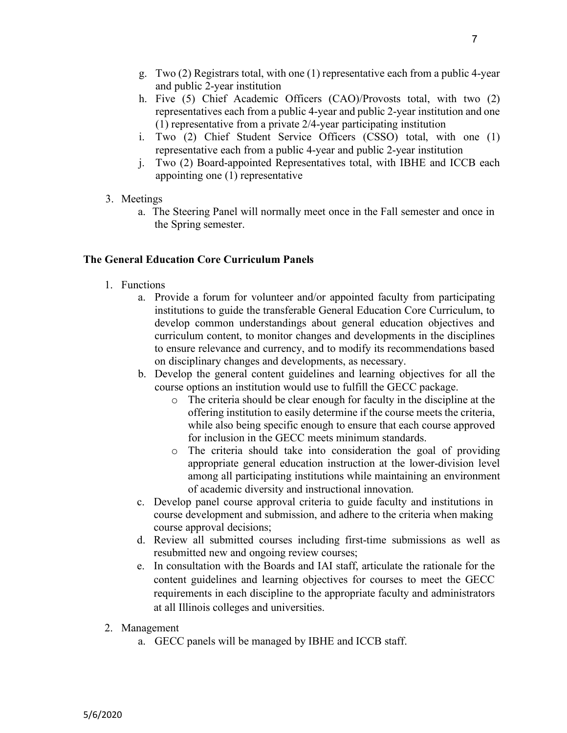g. Two (2) Registrars total, with one (1) representative each from a public 4-year and public 2-year institution

h. Five (5) Chief Academic Officers (CAO)/Provosts total, with two (2) representatives each from a public 4-year and public 2-year institution and one (1) representative from a private 2/4-year participating institution

i. Two (2) Chief Student Service Officers (CSSO) total, with one (1) representative each from a public 4-year and public 2-year institution

j. Two (2) Board-appointed Representatives total, with IBHE and ICCB each appointing one (1) representative

3. Meetings
   a. The Steering Panel will normally meet once in the Fall semester and once in the Spring semester.

**The General Education Core Curriculum Panels**

1. Functions
   a. Provide a forum for volunteer and/or appointed faculty from participating institutions to guide the transferable General Education Core Curriculum, to develop common understandings about general education objectives and curriculum content, to monitor changes and developments in the disciplines to ensure relevance and currency, and to modify its recommendations based on disciplinary changes and developments, as necessary.
   b. Develop the general content guidelines and learning objectives for all the course options an institution would use to fulfill the GECC package.
      - The criteria should be clear enough for faculty in the discipline at the offering institution to easily determine if the course meets the criteria, while also being specific enough to ensure that each course approved for inclusion in the GECC meets minimum standards.
      - The criteria should take into consideration the goal of providing appropriate general education instruction at the lower-division level among all participating institutions while maintaining an environment of academic diversity and instructional innovation.
   c. Develop panel course approval criteria to guide faculty and institutions in course development and submission, and adhere to the criteria when making course approval decisions;
   d. Review all submitted courses including first-time submissions as well as resubmitted new and ongoing review courses;
   e. In consultation with the Boards and IAI staff, articulate the rationale for the content guidelines and learning objectives for courses to meet the GECC requirements in each discipline to the appropriate faculty and administrators at all Illinois colleges and universities.

2. Management
   a. GECC panels will be managed by IBHE and ICCB staff.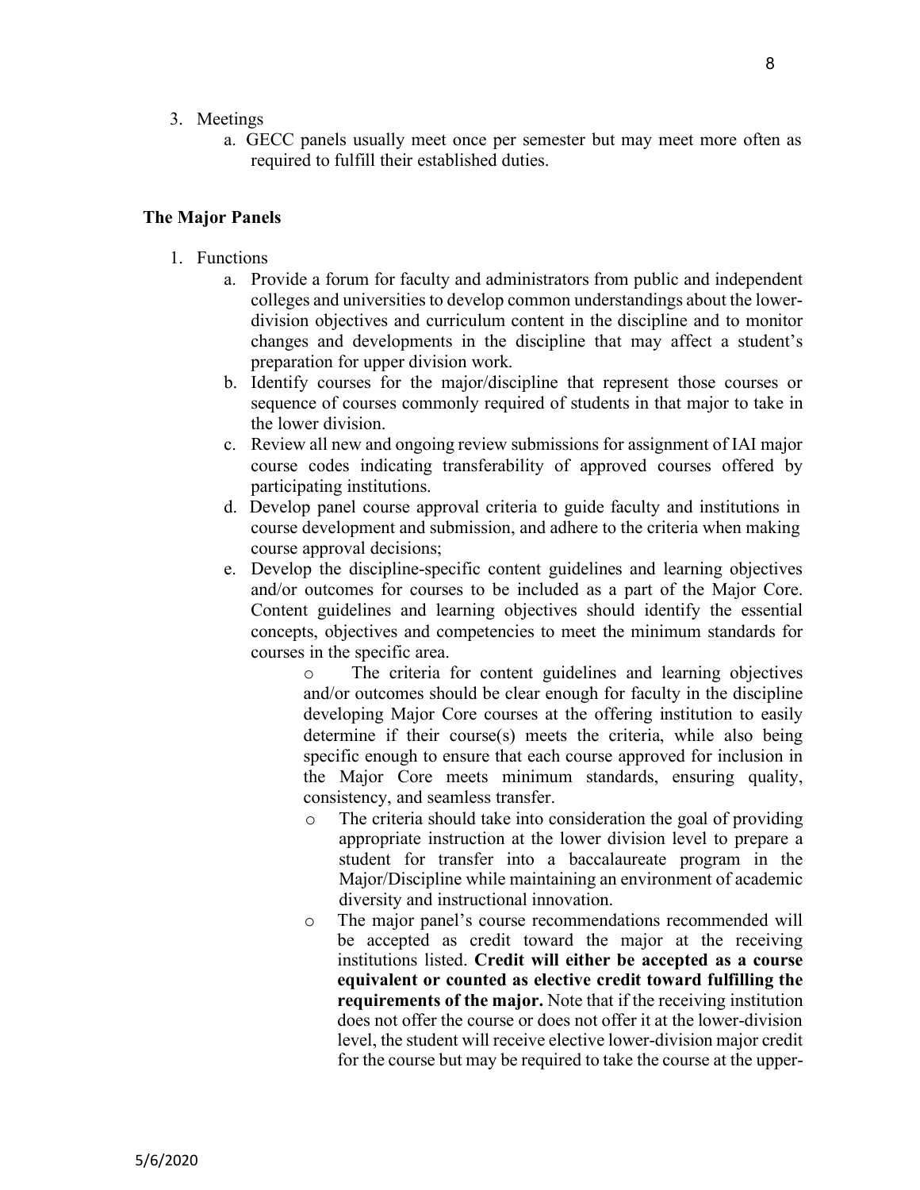3. Meetings
    a. GECC panels usually meet once per semester but may meet more often as required to fulfill their established duties.

**The Major Panels**

1. Functions
    a. Provide a forum for faculty and administrators from public and independent colleges and universities to develop common understandings about the lower-division objectives and curriculum content in the discipline and to monitor changes and developments in the discipline that may affect a student's preparation for upper division work.
    b. Identify courses for the major/discipline that represent those courses or sequence of courses commonly required of students in that major to take in the lower division.
    c. Review all new and ongoing review submissions for assignment of IAI major course codes indicating transferability of approved courses offered by participating institutions.
    d. Develop panel course approval criteria to guide faculty and institutions in course development and submission, and adhere to the criteria when making course approval decisions;
    e. Develop the discipline-specific content guidelines and learning objectives and/or outcomes for courses to be included as a part of the Major Core. Content guidelines and learning objectives should identify the essential concepts, objectives and competencies to meet the minimum standards for courses in the specific area.
        - The criteria for content guidelines and learning objectives and/or outcomes should be clear enough for faculty in the discipline developing Major Core courses at the offering institution to easily determine if their course(s) meets the criteria, while also being specific enough to ensure that each course approved for inclusion in the Major Core meets minimum standards, ensuring quality, consistency, and seamless transfer.
        - The criteria should take into consideration the goal of providing appropriate instruction at the lower division level to prepare a student for transfer into a baccalaureate program in the Major/Discipline while maintaining an environment of academic diversity and instructional innovation.
        - The major panel's course recommendations recommended will be accepted as credit toward the major at the receiving institutions listed. **Credit will either be accepted as a course equivalent or counted as elective credit toward fulfilling the requirements of the major.** Note that if the receiving institution does not offer the course or does not offer it at the lower-division level, the student will receive elective lower-division major credit for the course but may be required to take the course at the upper-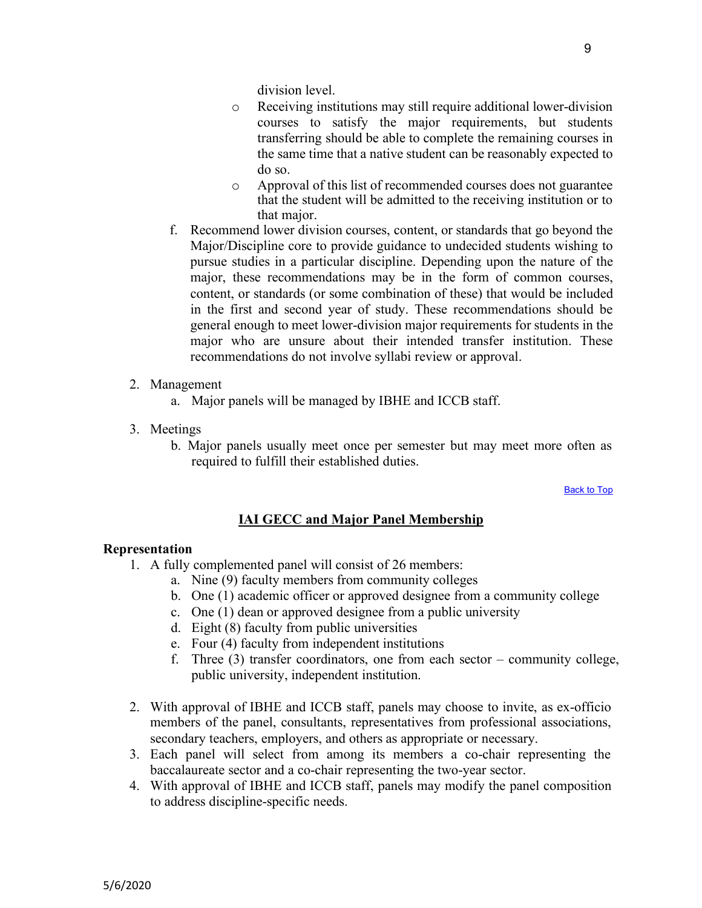division level.

- Receiving institutions may still require additional lower-division courses to satisfy the major requirements, but students transferring should be able to complete the remaining courses in the same time that a native student can be reasonably expected to do so.
- Approval of this list of recommended courses does not guarantee that the student will be admitted to the receiving institution or to that major.

f. Recommend lower division courses, content, or standards that go beyond the Major/Discipline core to provide guidance to undecided students wishing to pursue studies in a particular discipline. Depending upon the nature of the major, these recommendations may be in the form of common courses, content, or standards (or some combination of these) that would be included in the first and second year of study. These recommendations should be general enough to meet lower-division major requirements for students in the major who are unsure about their intended transfer institution. These recommendations do not involve syllabi review or approval.

2. Management
   a. Major panels will be managed by IBHE and ICCB staff.

3. Meetings
   b. Major panels usually meet once per semester but may meet more often as required to fulfill their established duties.

Back to Top

## IAI GECC and Major Panel Membership

**Representation**

1. A fully complemented panel will consist of 26 members:
   a. Nine (9) faculty members from community colleges
   b. One (1) academic officer or approved designee from a community college
   c. One (1) dean or approved designee from a public university
   d. Eight (8) faculty from public universities
   e. Four (4) faculty from independent institutions
   f. Three (3) transfer coordinators, one from each sector – community college, public university, independent institution.

2. With approval of IBHE and ICCB staff, panels may choose to invite, as ex-officio members of the panel, consultants, representatives from professional associations, secondary teachers, employers, and others as appropriate or necessary.
3. Each panel will select from among its members a co-chair representing the baccalaureate sector and a co-chair representing the two-year sector.
4. With approval of IBHE and ICCB staff, panels may modify the panel composition to address discipline-specific needs.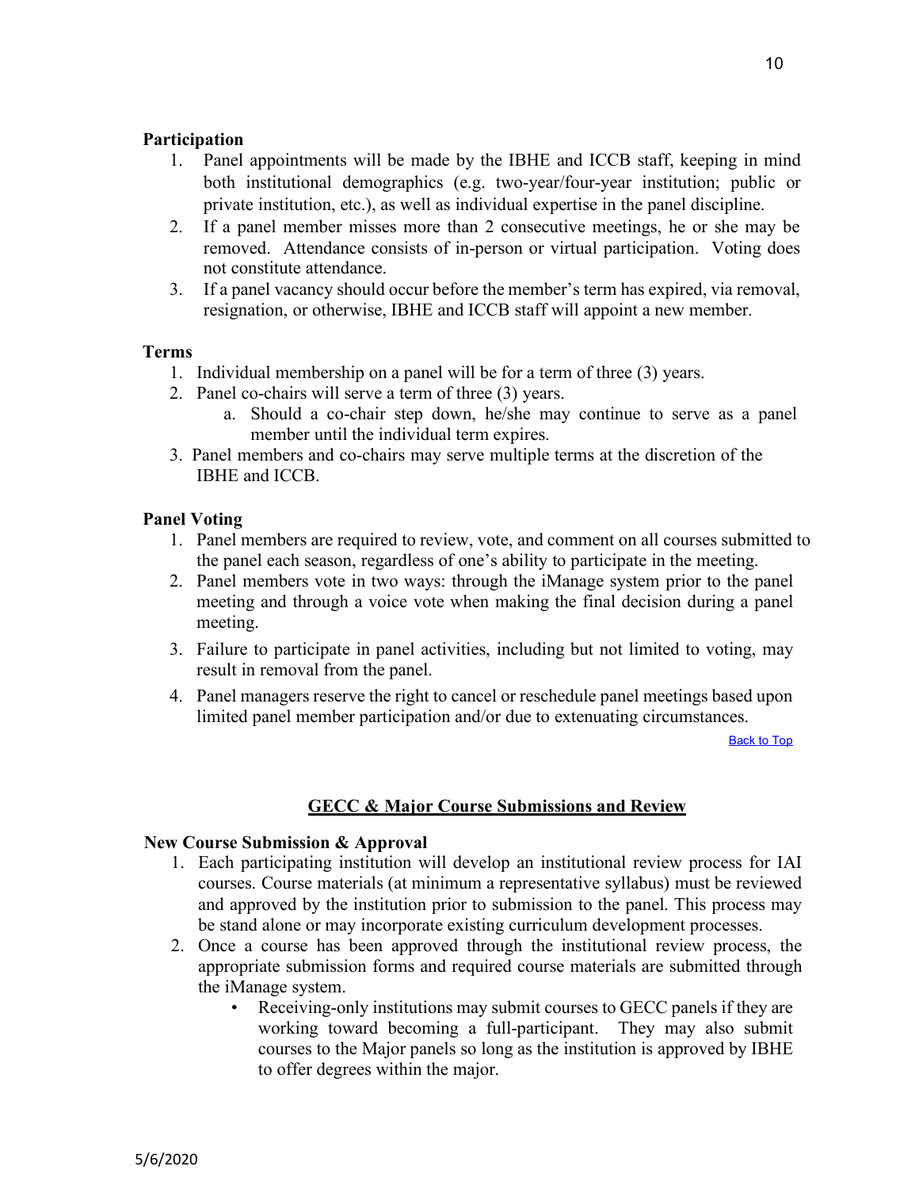**Participation**

1. Panel appointments will be made by the IBHE and ICCB staff, keeping in mind both institutional demographics (e.g. two-year/four-year institution; public or private institution, etc.), as well as individual expertise in the panel discipline.
2. If a panel member misses more than 2 consecutive meetings, he or she may be removed. Attendance consists of in-person or virtual participation. Voting does not constitute attendance.
3. If a panel vacancy should occur before the member's term has expired, via removal, resignation, or otherwise, IBHE and ICCB staff will appoint a new member.

**Terms**

1. Individual membership on a panel will be for a term of three (3) years.
2. Panel co-chairs will serve a term of three (3) years.
   a. Should a co-chair step down, he/she may continue to serve as a panel member until the individual term expires.
3. Panel members and co-chairs may serve multiple terms at the discretion of the IBHE and ICCB.

**Panel Voting**

1. Panel members are required to review, vote, and comment on all courses submitted to the panel each season, regardless of one's ability to participate in the meeting.
2. Panel members vote in two ways: through the iManage system prior to the panel meeting and through a voice vote when making the final decision during a panel meeting.
3. Failure to participate in panel activities, including but not limited to voting, may result in removal from the panel.
4. Panel managers reserve the right to cancel or reschedule panel meetings based upon limited panel member participation and/or due to extenuating circumstances.

Back to Top

## GECC & Major Course Submissions and Review

**New Course Submission & Approval**

1. Each participating institution will develop an institutional review process for IAI courses. Course materials (at minimum a representative syllabus) must be reviewed and approved by the institution prior to submission to the panel. This process may be stand alone or may incorporate existing curriculum development processes.
2. Once a course has been approved through the institutional review process, the appropriate submission forms and required course materials are submitted through the iManage system.
   - Receiving-only institutions may submit courses to GECC panels if they are working toward becoming a full-participant. They may also submit courses to the Major panels so long as the institution is approved by IBHE to offer degrees within the major.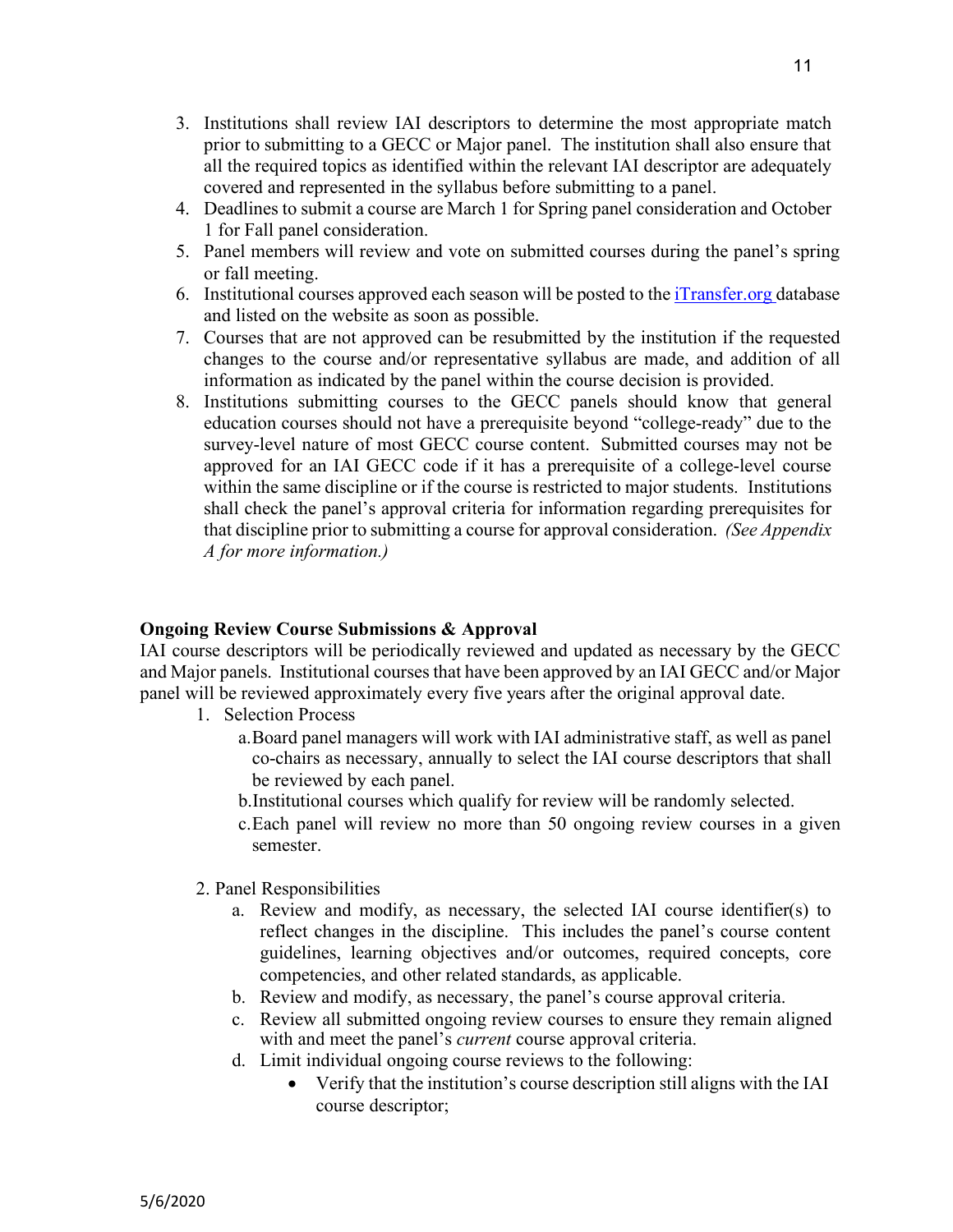3. Institutions shall review IAI descriptors to determine the most appropriate match prior to submitting to a GECC or Major panel. The institution shall also ensure that all the required topics as identified within the relevant IAI descriptor are adequately covered and represented in the syllabus before submitting to a panel.
4. Deadlines to submit a course are March 1 for Spring panel consideration and October 1 for Fall panel consideration.
5. Panel members will review and vote on submitted courses during the panel's spring or fall meeting.
6. Institutional courses approved each season will be posted to the [iTransfer.org](iTransfer.org) database and listed on the website as soon as possible.
7. Courses that are not approved can be resubmitted by the institution if the requested changes to the course and/or representative syllabus are made, and addition of all information as indicated by the panel within the course decision is provided.
8. Institutions submitting courses to the GECC panels should know that general education courses should not have a prerequisite beyond "college-ready" due to the survey-level nature of most GECC course content. Submitted courses may not be approved for an IAI GECC code if it has a prerequisite of a college-level course within the same discipline or if the course is restricted to major students. Institutions shall check the panel's approval criteria for information regarding prerequisites for that discipline prior to submitting a course for approval consideration. *(See Appendix A for more information.)*

**Ongoing Review Course Submissions & Approval**

IAI course descriptors will be periodically reviewed and updated as necessary by the GECC and Major panels. Institutional courses that have been approved by an IAI GECC and/or Major panel will be reviewed approximately every five years after the original approval date.

1. Selection Process
   a. Board panel managers will work with IAI administrative staff, as well as panel co-chairs as necessary, annually to select the IAI course descriptors that shall be reviewed by each panel.
   b. Institutional courses which qualify for review will be randomly selected.
   c. Each panel will review no more than 50 ongoing review courses in a given semester.

2. Panel Responsibilities
   a. Review and modify, as necessary, the selected IAI course identifier(s) to reflect changes in the discipline. This includes the panel's course content guidelines, learning objectives and/or outcomes, required concepts, core competencies, and other related standards, as applicable.
   b. Review and modify, as necessary, the panel's course approval criteria.
   c. Review all submitted ongoing review courses to ensure they remain aligned with and meet the panel's *current* course approval criteria.
   d. Limit individual ongoing course reviews to the following:
      - Verify that the institution's course description still aligns with the IAI course descriptor;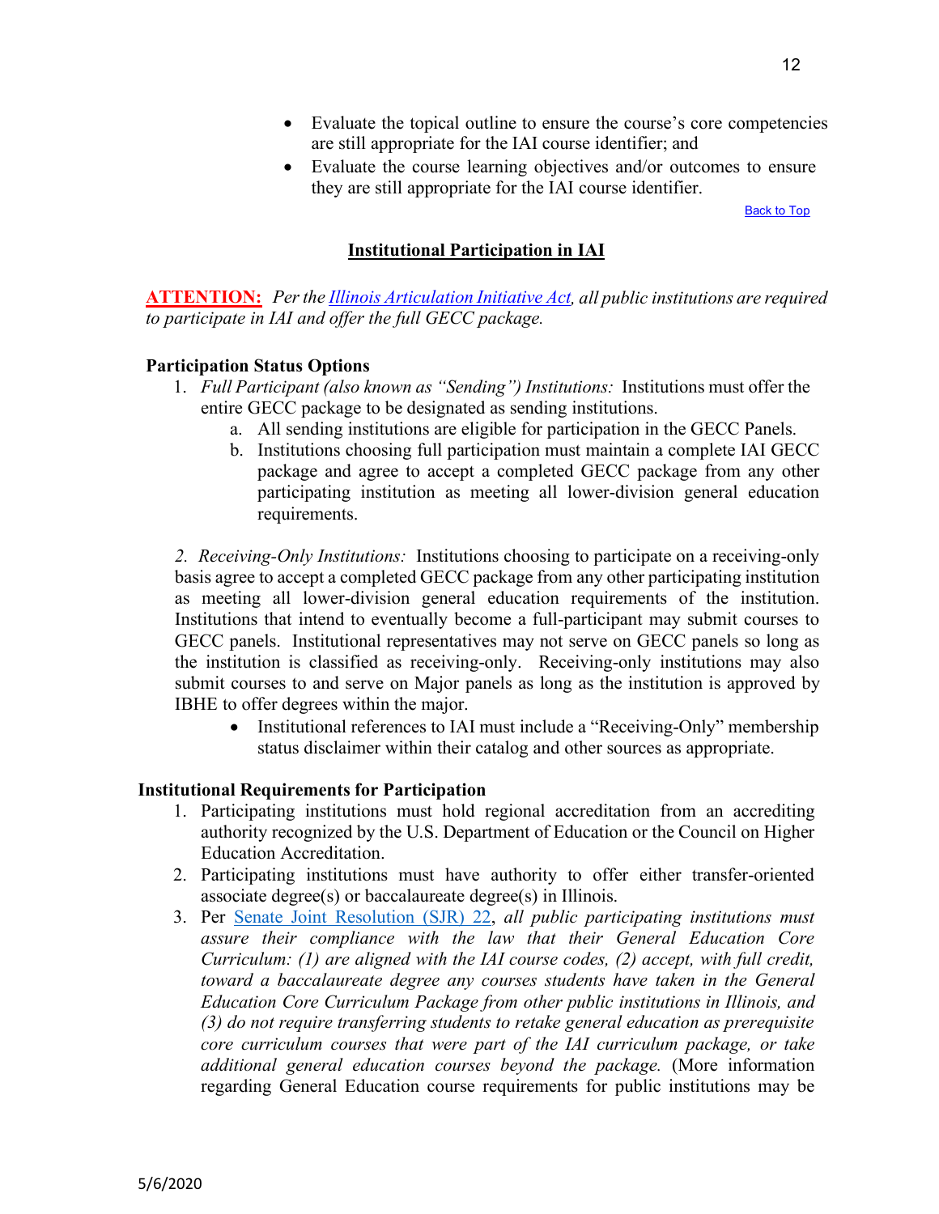- Evaluate the topical outline to ensure the course's core competencies are still appropriate for the IAI course identifier; and
- Evaluate the course learning objectives and/or outcomes to ensure they are still appropriate for the IAI course identifier.

Back to Top

## Institutional Participation in IAI

**ATTENTION:** *Per the Illinois Articulation Initiative Act, all public institutions are required to participate in IAI and offer the full GECC package.*

### Participation Status Options

1. *Full Participant (also known as "Sending") Institutions:* Institutions must offer the entire GECC package to be designated as sending institutions.
   a. All sending institutions are eligible for participation in the GECC Panels.
   b. Institutions choosing full participation must maintain a complete IAI GECC package and agree to accept a completed GECC package from any other participating institution as meeting all lower-division general education requirements.

*2. Receiving-Only Institutions:* Institutions choosing to participate on a receiving-only basis agree to accept a completed GECC package from any other participating institution as meeting all lower-division general education requirements of the institution. Institutions that intend to eventually become a full-participant may submit courses to GECC panels. Institutional representatives may not serve on GECC panels so long as the institution is classified as receiving-only. Receiving-only institutions may also submit courses to and serve on Major panels as long as the institution is approved by IBHE to offer degrees within the major.

- Institutional references to IAI must include a "Receiving-Only" membership status disclaimer within their catalog and other sources as appropriate.

### Institutional Requirements for Participation

1. Participating institutions must hold regional accreditation from an accrediting authority recognized by the U.S. Department of Education or the Council on Higher Education Accreditation.
2. Participating institutions must have authority to offer either transfer-oriented associate degree(s) or baccalaureate degree(s) in Illinois.
3. Per Senate Joint Resolution (SJR) 22, *all public participating institutions must assure their compliance with the law that their General Education Core Curriculum: (1) are aligned with the IAI course codes, (2) accept, with full credit, toward a baccalaureate degree any courses students have taken in the General Education Core Curriculum Package from other public institutions in Illinois, and (3) do not require transferring students to retake general education as prerequisite core curriculum courses that were part of the IAI curriculum package, or take additional general education courses beyond the package.* (More information regarding General Education course requirements for public institutions may be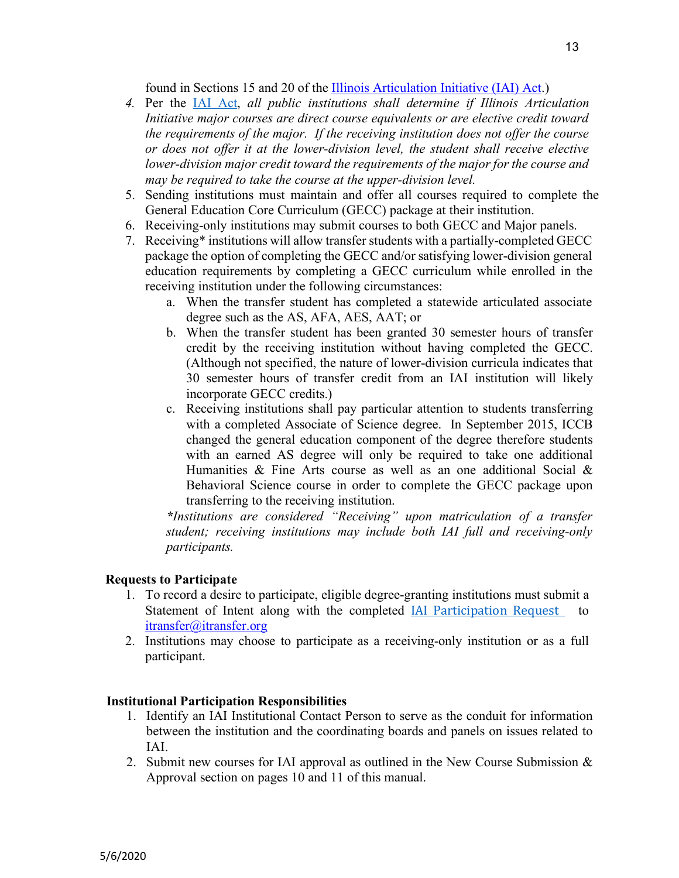found in Sections 15 and 20 of the [Illinois Articulation Initiative (IAI) Act](.).)

4. *Per the* [IAI Act](.), *all public institutions shall determine if Illinois Articulation Initiative major courses are direct course equivalents or are elective credit toward the requirements of the major. If the receiving institution does not offer the course or does not offer it at the lower-division level, the student shall receive elective lower-division major credit toward the requirements of the major for the course and may be required to take the course at the upper-division level.*
5. Sending institutions must maintain and offer all courses required to complete the General Education Core Curriculum (GECC) package at their institution.
6. Receiving-only institutions may submit courses to both GECC and Major panels.
7. Receiving* institutions will allow transfer students with a partially-completed GECC package the option of completing the GECC and/or satisfying lower-division general education requirements by completing a GECC curriculum while enrolled in the receiving institution under the following circumstances:
   a. When the transfer student has completed a statewide articulated associate degree such as the AS, AFA, AES, AAT; or
   b. When the transfer student has been granted 30 semester hours of transfer credit by the receiving institution without having completed the GECC. (Although not specified, the nature of lower-division curricula indicates that 30 semester hours of transfer credit from an IAI institution will likely incorporate GECC credits.)
   c. Receiving institutions shall pay particular attention to students transferring with a completed Associate of Science degree. In September 2015, ICCB changed the general education component of the degree therefore students with an earned AS degree will only be required to take one additional Humanities & Fine Arts course as well as an one additional Social & Behavioral Science course in order to complete the GECC package upon transferring to the receiving institution.

   ****Institutions are considered "Receiving" upon matriculation of a transfer student; receiving institutions may include both IAI full and receiving-only participants.*

**Requests to Participate**

1. To record a desire to participate, eligible degree-granting institutions must submit a Statement of Intent along with the completed [IAI Participation Request](.) to [itransfer@itransfer.org](mailto:itransfer@itransfer.org)
2. Institutions may choose to participate as a receiving-only institution or as a full participant.

**Institutional Participation Responsibilities**

1. Identify an IAI Institutional Contact Person to serve as the conduit for information between the institution and the coordinating boards and panels on issues related to IAI.
2. Submit new courses for IAI approval as outlined in the New Course Submission & Approval section on pages 10 and 11 of this manual.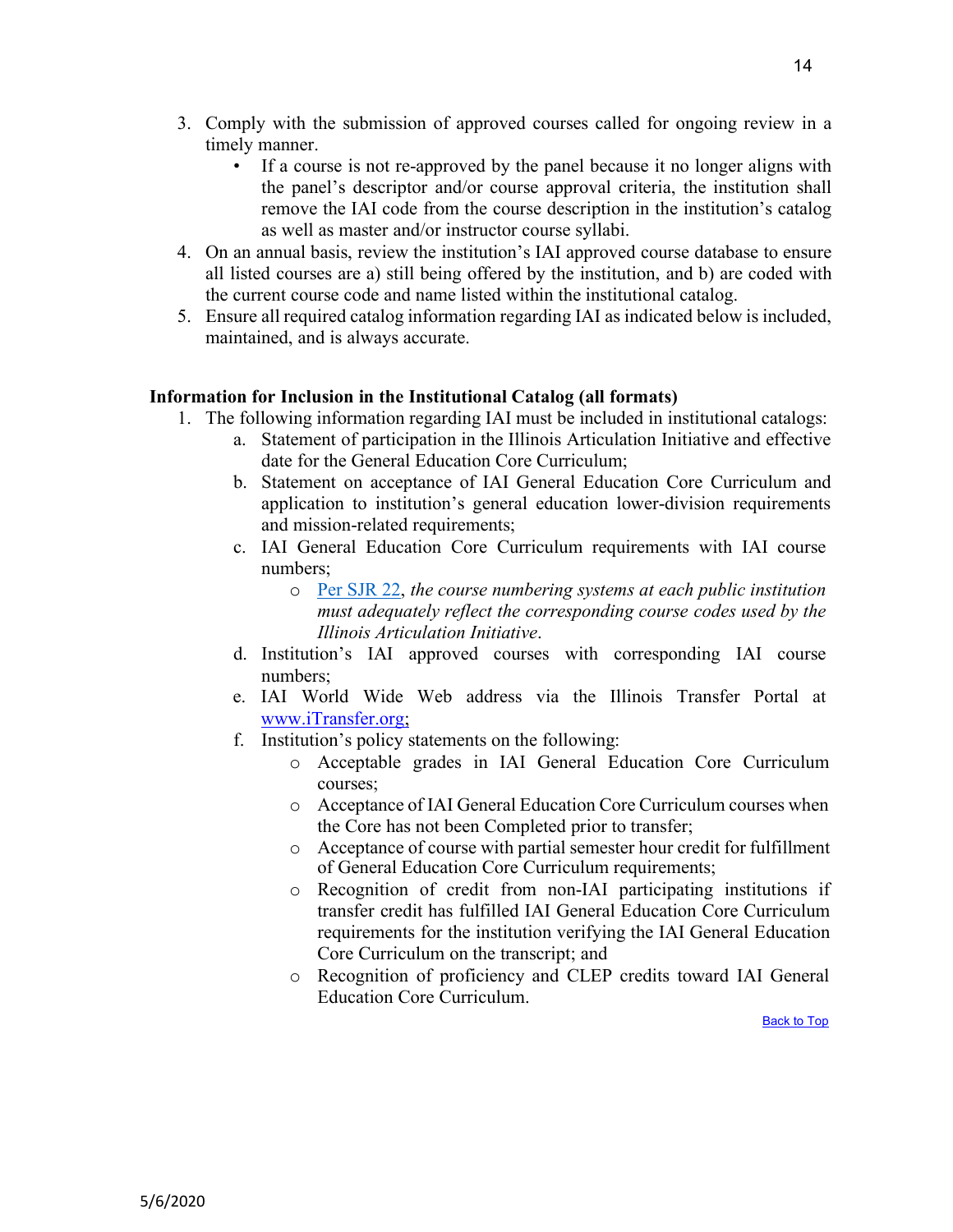3. Comply with the submission of approved courses called for ongoing review in a timely manner.
   - If a course is not re-approved by the panel because it no longer aligns with the panel's descriptor and/or course approval criteria, the institution shall remove the IAI code from the course description in the institution's catalog as well as master and/or instructor course syllabi.
4. On an annual basis, review the institution's IAI approved course database to ensure all listed courses are a) still being offered by the institution, and b) are coded with the current course code and name listed within the institutional catalog.
5. Ensure all required catalog information regarding IAI as indicated below is included, maintained, and is always accurate.

**Information for Inclusion in the Institutional Catalog (all formats)**

1. The following information regarding IAI must be included in institutional catalogs:
   a. Statement of participation in the Illinois Articulation Initiative and effective date for the General Education Core Curriculum;
   b. Statement on acceptance of IAI General Education Core Curriculum and application to institution's general education lower-division requirements and mission-related requirements;
   c. IAI General Education Core Curriculum requirements with IAI course numbers;
      - Per SJR 22, *the course numbering systems at each public institution must adequately reflect the corresponding course codes used by the Illinois Articulation Initiative*.
   d. Institution's IAI approved courses with corresponding IAI course numbers;
   e. IAI World Wide Web address via the Illinois Transfer Portal at www.iTransfer.org;
   f. Institution's policy statements on the following:
      - Acceptable grades in IAI General Education Core Curriculum courses;
      - Acceptance of IAI General Education Core Curriculum courses when the Core has not been Completed prior to transfer;
      - Acceptance of course with partial semester hour credit for fulfillment of General Education Core Curriculum requirements;
      - Recognition of credit from non-IAI participating institutions if transfer credit has fulfilled IAI General Education Core Curriculum requirements for the institution verifying the IAI General Education Core Curriculum on the transcript; and
      - Recognition of proficiency and CLEP credits toward IAI General Education Core Curriculum.

Back to Top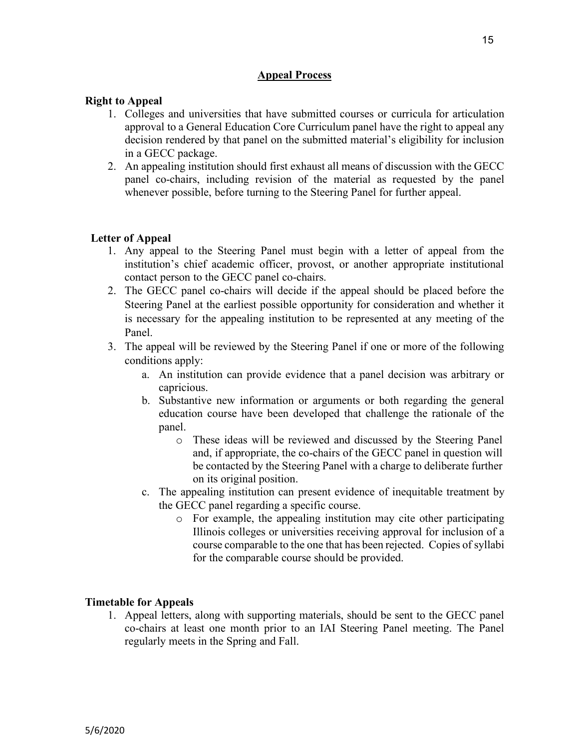## Appeal Process

### Right to Appeal

1. Colleges and universities that have submitted courses or curricula for articulation approval to a General Education Core Curriculum panel have the right to appeal any decision rendered by that panel on the submitted material's eligibility for inclusion in a GECC package.
2. An appealing institution should first exhaust all means of discussion with the GECC panel co-chairs, including revision of the material as requested by the panel whenever possible, before turning to the Steering Panel for further appeal.

### Letter of Appeal

1. Any appeal to the Steering Panel must begin with a letter of appeal from the institution's chief academic officer, provost, or another appropriate institutional contact person to the GECC panel co-chairs.
2. The GECC panel co-chairs will decide if the appeal should be placed before the Steering Panel at the earliest possible opportunity for consideration and whether it is necessary for the appealing institution to be represented at any meeting of the Panel.
3. The appeal will be reviewed by the Steering Panel if one or more of the following conditions apply:
    a. An institution can provide evidence that a panel decision was arbitrary or capricious.
    b. Substantive new information or arguments or both regarding the general education course have been developed that challenge the rationale of the panel.
        - These ideas will be reviewed and discussed by the Steering Panel and, if appropriate, the co-chairs of the GECC panel in question will be contacted by the Steering Panel with a charge to deliberate further on its original position.
    c. The appealing institution can present evidence of inequitable treatment by the GECC panel regarding a specific course.
        - For example, the appealing institution may cite other participating Illinois colleges or universities receiving approval for inclusion of a course comparable to the one that has been rejected. Copies of syllabi for the comparable course should be provided.

### Timetable for Appeals

1. Appeal letters, along with supporting materials, should be sent to the GECC panel co-chairs at least one month prior to an IAI Steering Panel meeting. The Panel regularly meets in the Spring and Fall.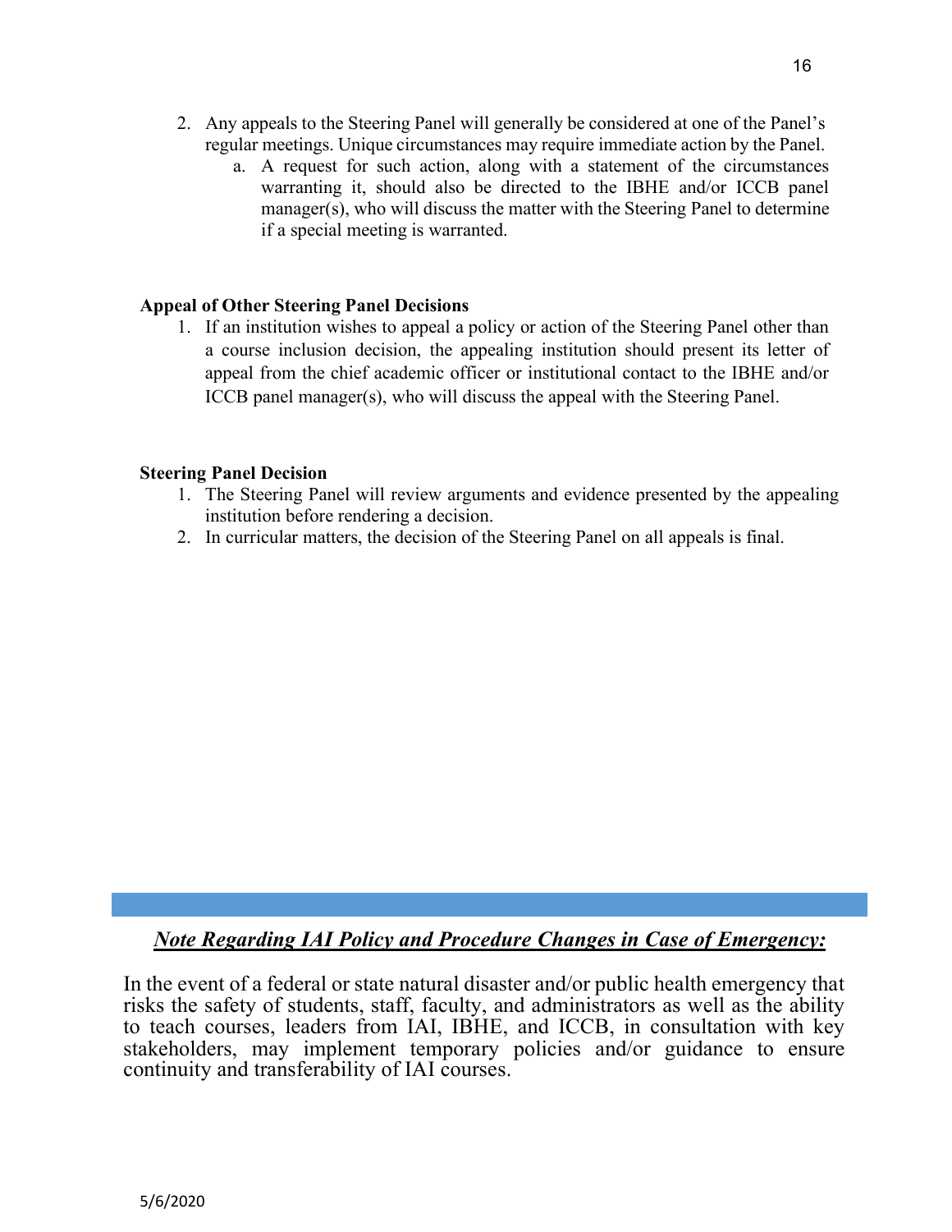2. Any appeals to the Steering Panel will generally be considered at one of the Panel's regular meetings. Unique circumstances may require immediate action by the Panel.
   a. A request for such action, along with a statement of the circumstances warranting it, should also be directed to the IBHE and/or ICCB panel manager(s), who will discuss the matter with the Steering Panel to determine if a special meeting is warranted.

**Appeal of Other Steering Panel Decisions**

1. If an institution wishes to appeal a policy or action of the Steering Panel other than a course inclusion decision, the appealing institution should present its letter of appeal from the chief academic officer or institutional contact to the IBHE and/or ICCB panel manager(s), who will discuss the appeal with the Steering Panel.

**Steering Panel Decision**

1. The Steering Panel will review arguments and evidence presented by the appealing institution before rendering a decision.
2. In curricular matters, the decision of the Steering Panel on all appeals is final.

***Note Regarding IAI Policy and Procedure Changes in Case of Emergency:***

In the event of a federal or state natural disaster and/or public health emergency that risks the safety of students, staff, faculty, and administrators as well as the ability to teach courses, leaders from IAI, IBHE, and ICCB, in consultation with key stakeholders, may implement temporary policies and/or guidance to ensure continuity and transferability of IAI courses.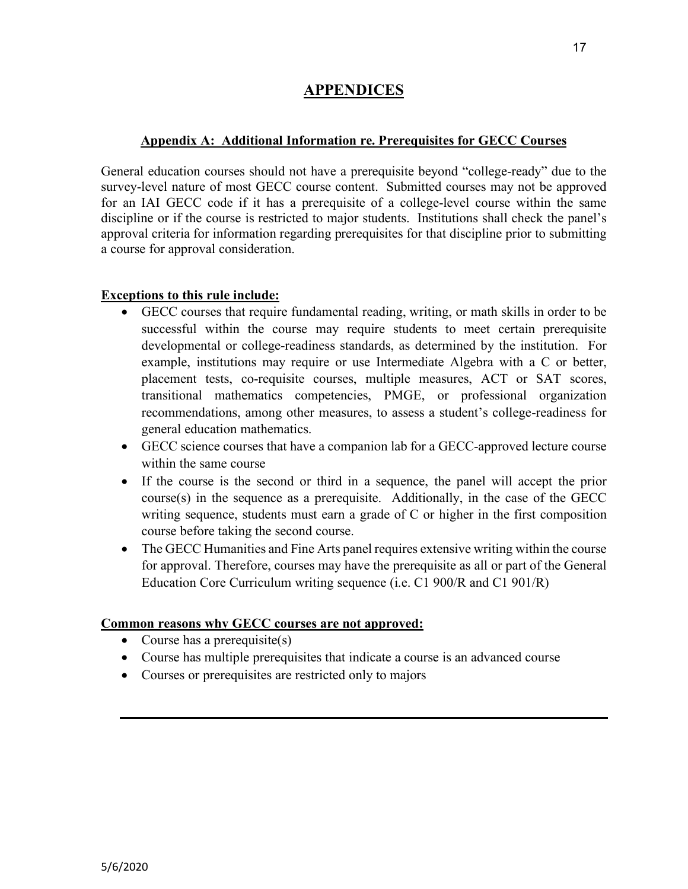# APPENDICES

## Appendix A: Additional Information re. Prerequisites for GECC Courses

General education courses should not have a prerequisite beyond "college-ready" due to the survey-level nature of most GECC course content. Submitted courses may not be approved for an IAI GECC code if it has a prerequisite of a college-level course within the same discipline or if the course is restricted to major students. Institutions shall check the panel's approval criteria for information regarding prerequisites for that discipline prior to submitting a course for approval consideration.

**Exceptions to this rule include:**

- GECC courses that require fundamental reading, writing, or math skills in order to be successful within the course may require students to meet certain prerequisite developmental or college-readiness standards, as determined by the institution. For example, institutions may require or use Intermediate Algebra with a C or better, placement tests, co-requisite courses, multiple measures, ACT or SAT scores, transitional mathematics competencies, PMGE, or professional organization recommendations, among other measures, to assess a student's college-readiness for general education mathematics.
- GECC science courses that have a companion lab for a GECC-approved lecture course within the same course
- If the course is the second or third in a sequence, the panel will accept the prior course(s) in the sequence as a prerequisite. Additionally, in the case of the GECC writing sequence, students must earn a grade of C or higher in the first composition course before taking the second course.
- The GECC Humanities and Fine Arts panel requires extensive writing within the course for approval. Therefore, courses may have the prerequisite as all or part of the General Education Core Curriculum writing sequence (i.e. C1 900/R and C1 901/R)

**Common reasons why GECC courses are not approved:**

- Course has a prerequisite(s)
- Course has multiple prerequisites that indicate a course is an advanced course
- Courses or prerequisites are restricted only to majors

---